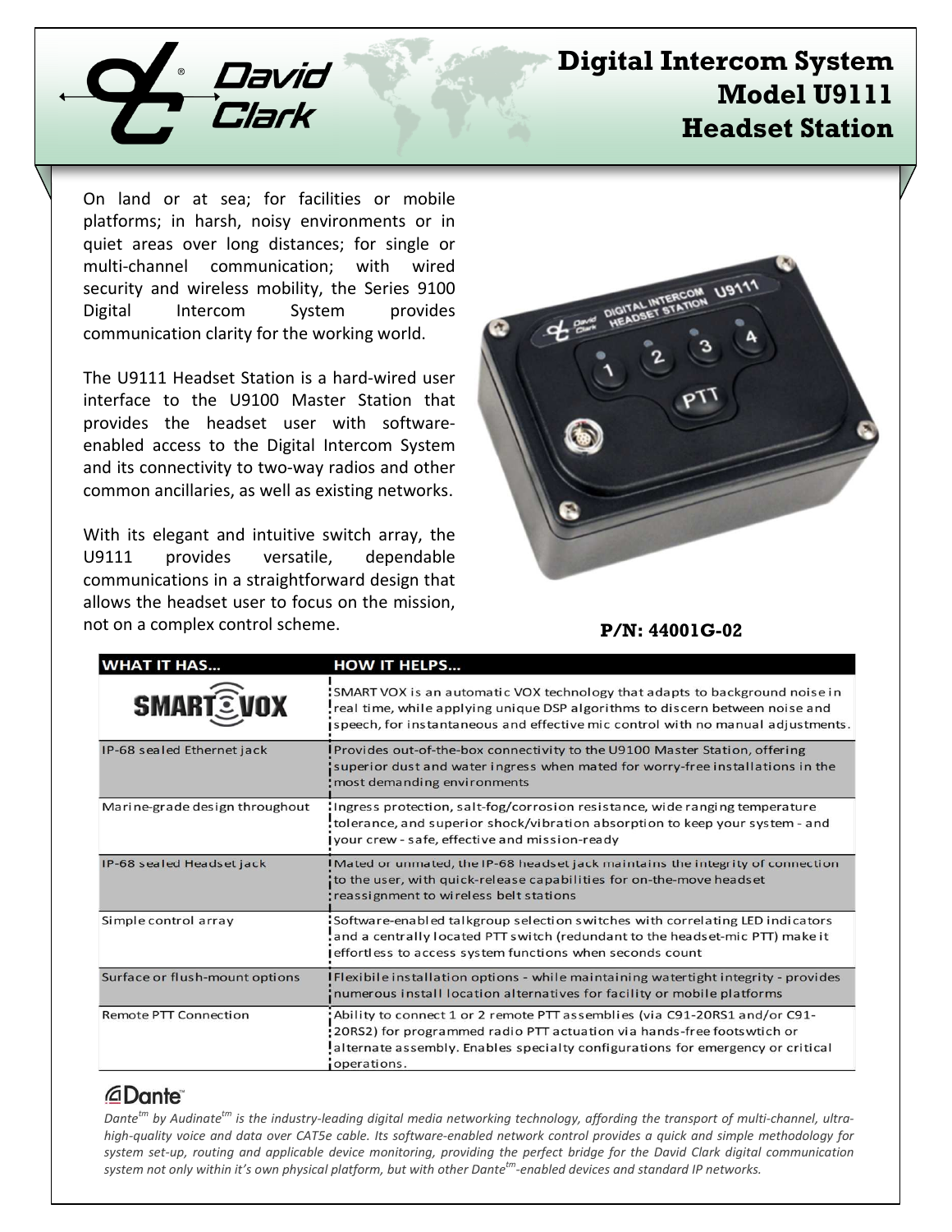# Digital Intercom System Model U9111 Headset Station

On land or at sea; for facilities or mobile platforms; in harsh, noisy environments or in quiet areas over long distances; for single or multi-channel communication; with wired security and wireless mobility, the Series 9100 Digital Intercom System provides communication clarity for the working world.

The U9111 Headset Station is a hard-wired user interface to the U9100 Master Station that provides the headset user with software-enabled access to the Digital Intercom System and its connectivity to two-way radios and other common ancillaries, as well as existing networks.

With its elegant and intuitive switch array, the U9111 provides versatile, dependable communications in a straightforward design that allows the headset user to focus on the mission, not on a complex control scheme.

**P/N: 44001G-02**

| WHAT IT HAS... | HOW IT HELPS... |
|---|---|
| SMART VOX | SMART VOX is an automatic VOX technology that adapts to background noise in real time, while applying unique DSP algorithms to discern between noise and speech, for instantaneous and effective mic control with no manual adjustments. |
| IP-68 sealed Ethernet jack | Provides out-of-the-box connectivity to the U9100 Master Station, offering superior dust and water ingress when mated for worry-free installations in the most demanding environments |
| Marine-grade design throughout | Ingress protection, salt-fog/corrosion resistance, wide ranging temperature tolerance, and superior shock/vibration absorption to keep your system - and your crew - safe, effective and mission-ready |
| IP-68 sealed Headset jack | Mated or unmated, the IP-68 headset jack maintains the integrity of connection to the user, with quick-release capabilities for on-the-move headset reassignment to wireless belt stations |
| Simple control array | Software-enabled talkgroup selection switches with correlating LED indicators and a centrally located PTT switch (redundant to the headset-mic PTT) make it effortless to access system functions when seconds count |
| Surface or flush-mount options | Flexibile installation options - while maintaining watertight integrity - provides numerous install location alternatives for facility or mobile platforms |
| Remote PTT Connection | Ability to connect 1 or 2 remote PTT assemblies (via C91-20RS1 and/or C91-20RS2) for programmed radio PTT actuation via hands-free footswtich or alternate assembly. Enables specialty configurations for emergency or critical operations. |

**Dante™**

*Dante™ by Audinate™ is the industry-leading digital media networking technology, affording the transport of multi-channel, ultra-high-quality voice and data over CAT5e cable. Its software-enabled network control provides a quick and simple methodology for system set-up, routing and applicable device monitoring, providing the perfect bridge for the David Clark digital communication system not only within it's own physical platform, but with other Dante™-enabled devices and standard IP networks.*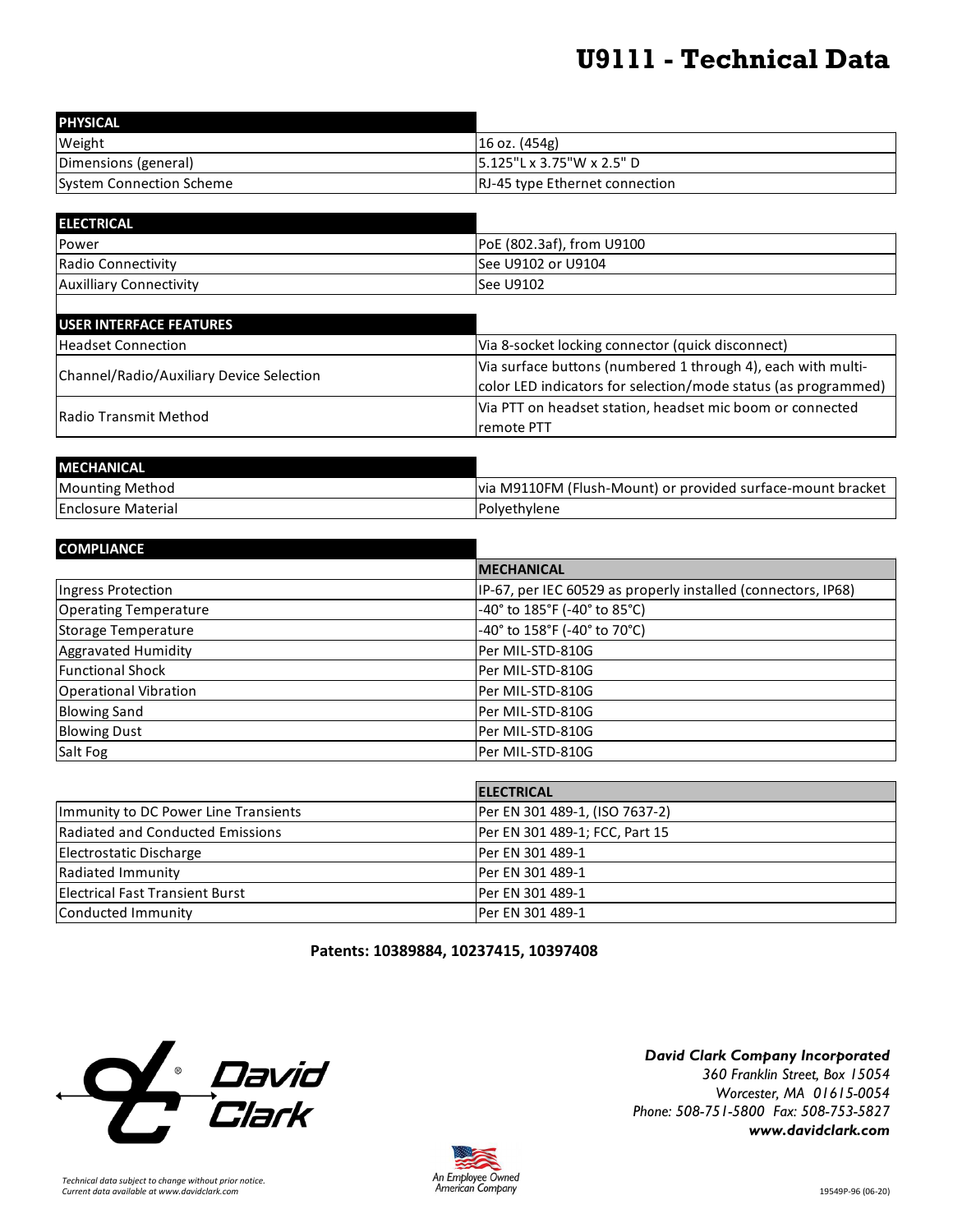# U9111 - Technical Data

| PHYSICAL | |
|---|---|
| Weight | 16 oz. (454g) |
| Dimensions (general) | 5.125"L x 3.75"W x 2.5" D |
| System Connection Scheme | RJ-45 type Ethernet connection |

| ELECTRICAL | |
|---|---|
| Power | PoE (802.3af), from U9100 |
| Radio Connectivity | See U9102 or U9104 |
| Auxilliary Connectivity | See U9102 |

| USER INTERFACE FEATURES | |
|---|---|
| Headset Connection | Via 8-socket locking connector (quick disconnect) |
| Channel/Radio/Auxiliary Device Selection | Via surface buttons (numbered 1 through 4), each with multi-color LED indicators for selection/mode status (as programmed) |
| Radio Transmit Method | Via PTT on headset station, headset mic boom or connected remote PTT |

| MECHANICAL | |
|---|---|
| Mounting Method | via M9110FM (Flush-Mount) or provided surface-mount bracket |
| Enclosure Material | Polyethylene |

| COMPLIANCE | |
|---|---|
| | **MECHANICAL** |
| Ingress Protection | IP-67, per IEC 60529 as properly installed (connectors, IP68) |
| Operating Temperature | -40° to 185°F (-40° to 85°C) |
| Storage Temperature | -40° to 158°F (-40° to 70°C) |
| Aggravated Humidity | Per MIL-STD-810G |
| Functional Shock | Per MIL-STD-810G |
| Operational Vibration | Per MIL-STD-810G |
| Blowing Sand | Per MIL-STD-810G |
| Blowing Dust | Per MIL-STD-810G |
| Salt Fog | Per MIL-STD-810G |

| | ELECTRICAL |
|---|---|
| Immunity to DC Power Line Transients | Per EN 301 489-1, (ISO 7637-2) |
| Radiated and Conducted Emissions | Per EN 301 489-1; FCC, Part 15 |
| Electrostatic Discharge | Per EN 301 489-1 |
| Radiated Immunity | Per EN 301 489-1 |
| Electrical Fast Transient Burst | Per EN 301 489-1 |
| Conducted Immunity | Per EN 301 489-1 |

**Patents: 10389884, 10237415, 10397408**

David Clark

***David Clark Company Incorporated***
*360 Franklin Street, Box 15054*
*Worcester, MA 01615-0054*
*Phone: 508-751-5800 Fax: 508-753-5827*
***www.davidclark.com***

*Technical data subject to change without prior notice.*
*Current data available at www.davidclark.com*

An Employee Owned American Company

19549P-96 (06-20)